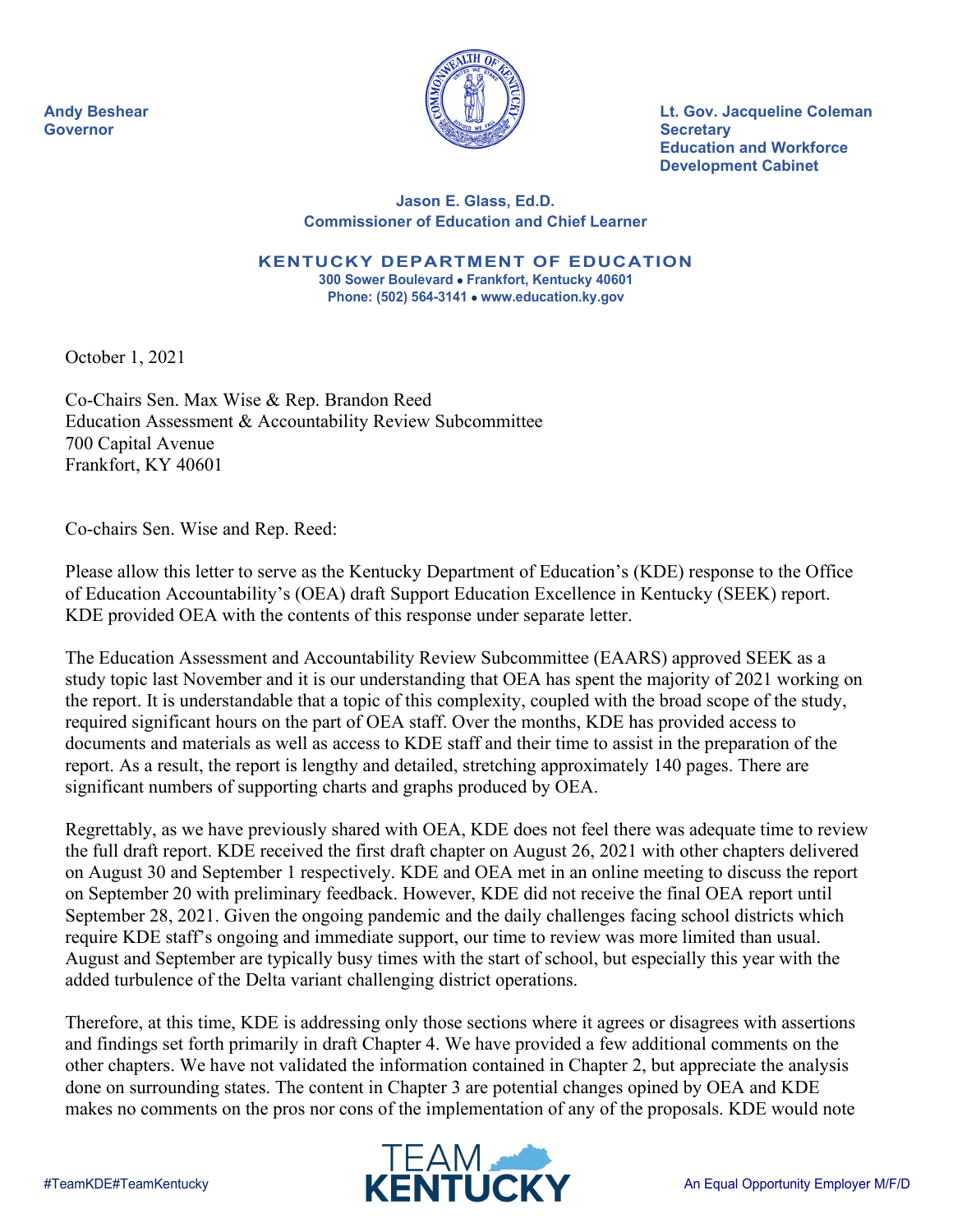Andy Beshear
Governor

Lt. Gov. Jacqueline Coleman
Secretary
Education and Workforce
Development Cabinet

**Jason E. Glass, Ed.D.**
**Commissioner of Education and Chief Learner**

**KENTUCKY DEPARTMENT OF EDUCATION**
300 Sower Boulevard • Frankfort, Kentucky 40601
Phone: (502) 564-3141 • www.education.ky.gov

October 1, 2021

Co-Chairs Sen. Max Wise & Rep. Brandon Reed
Education Assessment & Accountability Review Subcommittee
700 Capital Avenue
Frankfort, KY 40601

Co-chairs Sen. Wise and Rep. Reed:

Please allow this letter to serve as the Kentucky Department of Education's (KDE) response to the Office of Education Accountability's (OEA) draft Support Education Excellence in Kentucky (SEEK) report. KDE provided OEA with the contents of this response under separate letter.

The Education Assessment and Accountability Review Subcommittee (EAARS) approved SEEK as a study topic last November and it is our understanding that OEA has spent the majority of 2021 working on the report. It is understandable that a topic of this complexity, coupled with the broad scope of the study, required significant hours on the part of OEA staff. Over the months, KDE has provided access to documents and materials as well as access to KDE staff and their time to assist in the preparation of the report. As a result, the report is lengthy and detailed, stretching approximately 140 pages. There are significant numbers of supporting charts and graphs produced by OEA.

Regrettably, as we have previously shared with OEA, KDE does not feel there was adequate time to review the full draft report. KDE received the first draft chapter on August 26, 2021 with other chapters delivered on August 30 and September 1 respectively. KDE and OEA met in an online meeting to discuss the report on September 20 with preliminary feedback. However, KDE did not receive the final OEA report until September 28, 2021. Given the ongoing pandemic and the daily challenges facing school districts which require KDE staff's ongoing and immediate support, our time to review was more limited than usual. August and September are typically busy times with the start of school, but especially this year with the added turbulence of the Delta variant challenging district operations.

Therefore, at this time, KDE is addressing only those sections where it agrees or disagrees with assertions and findings set forth primarily in draft Chapter 4. We have provided a few additional comments on the other chapters. We have not validated the information contained in Chapter 2, but appreciate the analysis done on surrounding states. The content in Chapter 3 are potential changes opined by OEA and KDE makes no comments on the pros nor cons of the implementation of any of the proposals. KDE would note

#TeamKDE#TeamKentucky

TEAM KENTUCKY

An Equal Opportunity Employer M/F/D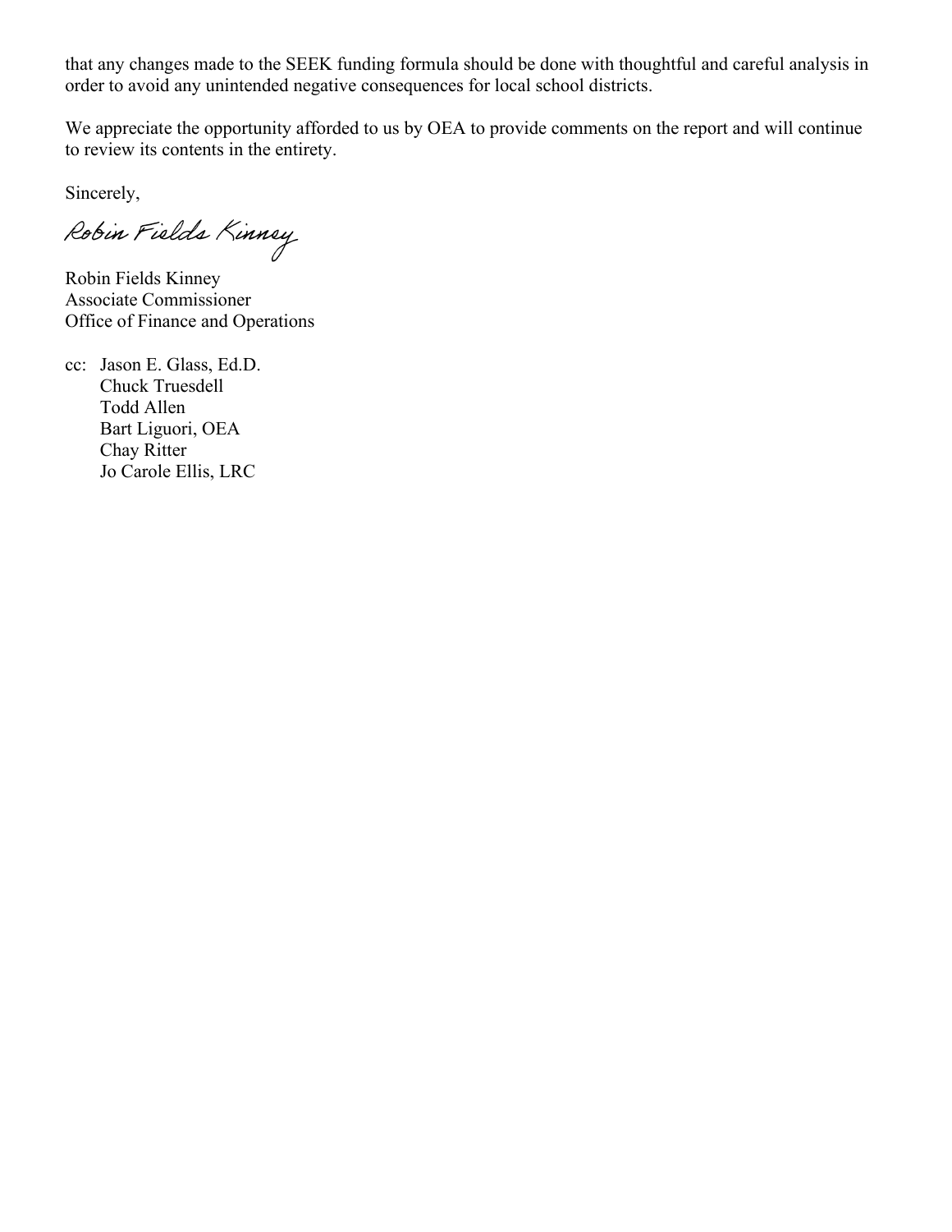that any changes made to the SEEK funding formula should be done with thoughtful and careful analysis in order to avoid any unintended negative consequences for local school districts.

We appreciate the opportunity afforded to us by OEA to provide comments on the report and will continue to review its contents in the entirety.

Sincerely,

Robin Fields Kinney

Robin Fields Kinney
Associate Commissioner
Office of Finance and Operations

cc: Jason E. Glass, Ed.D.
Chuck Truesdell
Todd Allen
Bart Liguori, OEA
Chay Ritter
Jo Carole Ellis, LRC